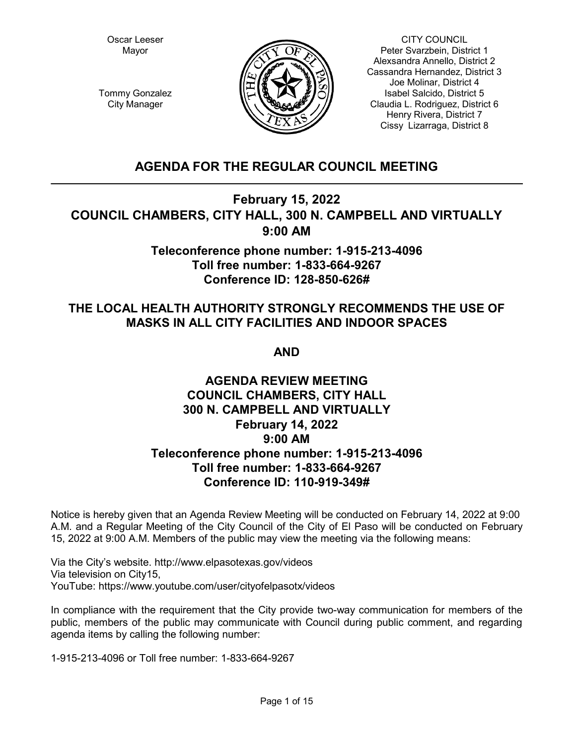Oscar Leeser
Mayor

Tommy Gonzalez
City Manager

CITY COUNCIL
Peter Svarzbein, District 1
Alexsandra Annello, District 2
Cassandra Hernandez, District 3
Joe Molinar, District 4
Isabel Salcido, District 5
Claudia L. Rodriguez, District 6
Henry Rivera, District 7
Cissy Lizarraga, District 8

# AGENDA FOR THE REGULAR COUNCIL MEETING

## February 15, 2022
## COUNCIL CHAMBERS, CITY HALL, 300 N. CAMPBELL AND VIRTUALLY
## 9:00 AM

### Teleconference phone number: 1-915-213-4096
### Toll free number: 1-833-664-9267
### Conference ID: 128-850-626#

## THE LOCAL HEALTH AUTHORITY STRONGLY RECOMMENDS THE USE OF MASKS IN ALL CITY FACILITIES AND INDOOR SPACES

## AND

## AGENDA REVIEW MEETING
## COUNCIL CHAMBERS, CITY HALL
## 300 N. CAMPBELL AND VIRTUALLY
## February 14, 2022
## 9:00 AM
## Teleconference phone number: 1-915-213-4096
## Toll free number: 1-833-664-9267
## Conference ID: 110-919-349#

Notice is hereby given that an Agenda Review Meeting will be conducted on February 14, 2022 at 9:00 A.M. and a Regular Meeting of the City Council of the City of El Paso will be conducted on February 15, 2022 at 9:00 A.M. Members of the public may view the meeting via the following means:

Via the City's website. http://www.elpasotexas.gov/videos
Via television on City15,
YouTube: https://www.youtube.com/user/cityofelpasotx/videos

In compliance with the requirement that the City provide two-way communication for members of the public, members of the public may communicate with Council during public comment, and regarding agenda items by calling the following number:

1-915-213-4096 or Toll free number: 1-833-664-9267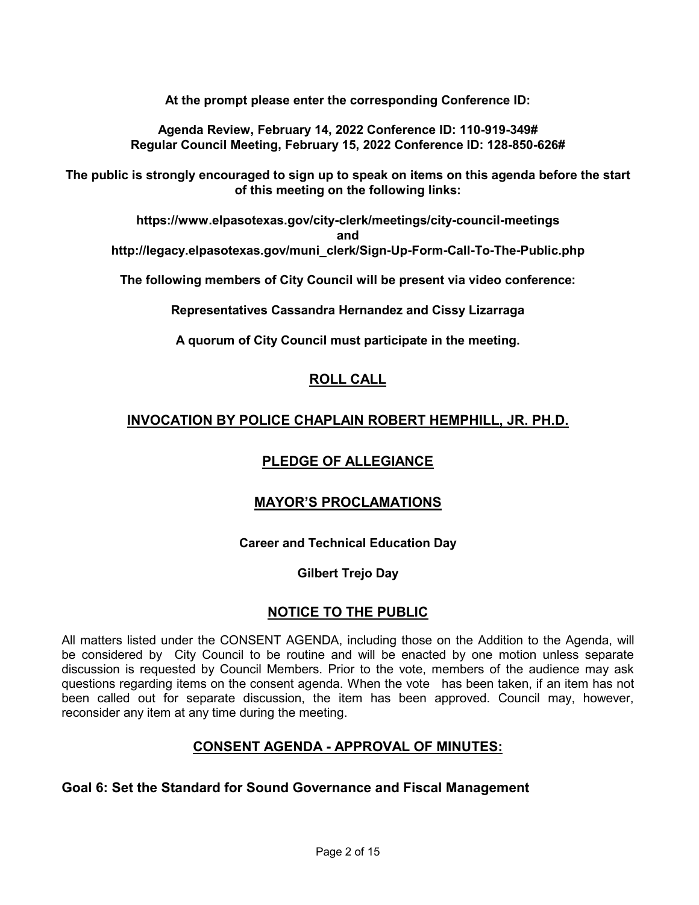**At the prompt please enter the corresponding Conference ID:**

**Agenda Review, February 14, 2022 Conference ID: 110-919-349#**
**Regular Council Meeting, February 15, 2022 Conference ID: 128-850-626#**

**The public is strongly encouraged to sign up to speak on items on this agenda before the start of this meeting on the following links:**

**https://www.elpasotexas.gov/city-clerk/meetings/city-council-meetings**
**and**
**http://legacy.elpasotexas.gov/muni_clerk/Sign-Up-Form-Call-To-The-Public.php**

**The following members of City Council will be present via video conference:**

**Representatives Cassandra Hernandez and Cissy Lizarraga**

**A quorum of City Council must participate in the meeting.**

## ROLL CALL

## INVOCATION BY POLICE CHAPLAIN ROBERT HEMPHILL, JR. PH.D.

## PLEDGE OF ALLEGIANCE

## MAYOR'S PROCLAMATIONS

**Career and Technical Education Day**

**Gilbert Trejo Day**

## NOTICE TO THE PUBLIC

All matters listed under the CONSENT AGENDA, including those on the Addition to the Agenda, will be considered by City Council to be routine and will be enacted by one motion unless separate discussion is requested by Council Members. Prior to the vote, members of the audience may ask questions regarding items on the consent agenda. When the vote has been taken, if an item has not been called out for separate discussion, the item has been approved. Council may, however, reconsider any item at any time during the meeting.

## CONSENT AGENDA - APPROVAL OF MINUTES:

### Goal 6: Set the Standard for Sound Governance and Fiscal Management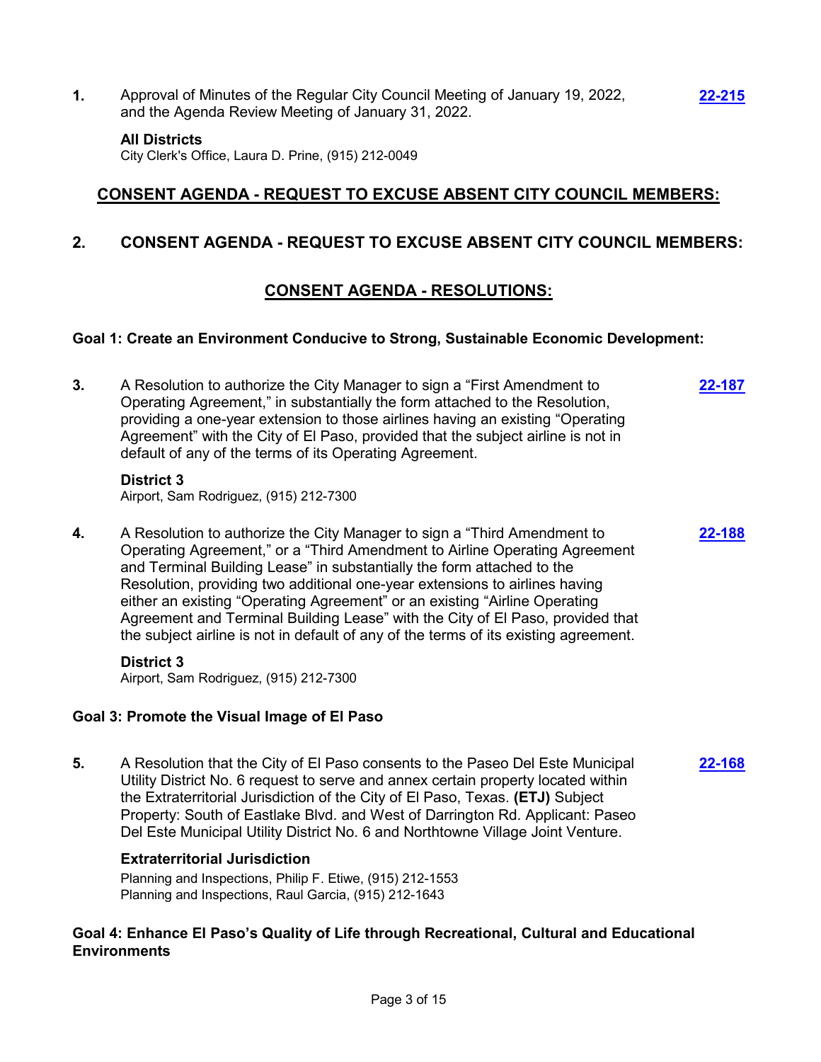**1.** Approval of Minutes of the Regular City Council Meeting of January 19, 2022, and the Agenda Review Meeting of January 31, 2022. **22-215**

**All Districts**

City Clerk's Office, Laura D. Prine, (915) 212-0049

## CONSENT AGENDA - REQUEST TO EXCUSE ABSENT CITY COUNCIL MEMBERS:

### 2. CONSENT AGENDA - REQUEST TO EXCUSE ABSENT CITY COUNCIL MEMBERS:

## CONSENT AGENDA - RESOLUTIONS:

### Goal 1: Create an Environment Conducive to Strong, Sustainable Economic Development:

**3.** A Resolution to authorize the City Manager to sign a "First Amendment to Operating Agreement," in substantially the form attached to the Resolution, providing a one-year extension to those airlines having an existing "Operating Agreement" with the City of El Paso, provided that the subject airline is not in default of any of the terms of its Operating Agreement. **22-187**

**District 3**

Airport, Sam Rodriguez, (915) 212-7300

**4.** A Resolution to authorize the City Manager to sign a "Third Amendment to Operating Agreement," or a "Third Amendment to Airline Operating Agreement and Terminal Building Lease" in substantially the form attached to the Resolution, providing two additional one-year extensions to airlines having either an existing "Operating Agreement" or an existing "Airline Operating Agreement and Terminal Building Lease" with the City of El Paso, provided that the subject airline is not in default of any of the terms of its existing agreement. **22-188**

**District 3**

Airport, Sam Rodriguez, (915) 212-7300

### Goal 3: Promote the Visual Image of El Paso

**5.** A Resolution that the City of El Paso consents to the Paseo Del Este Municipal Utility District No. 6 request to serve and annex certain property located within the Extraterritorial Jurisdiction of the City of El Paso, Texas. **(ETJ)** Subject Property: South of Eastlake Blvd. and West of Darrington Rd. Applicant: Paseo Del Este Municipal Utility District No. 6 and Northtowne Village Joint Venture. **22-168**

**Extraterritorial Jurisdiction**

Planning and Inspections, Philip F. Etiwe, (915) 212-1553
Planning and Inspections, Raul Garcia, (915) 212-1643

### Goal 4: Enhance El Paso's Quality of Life through Recreational, Cultural and Educational Environments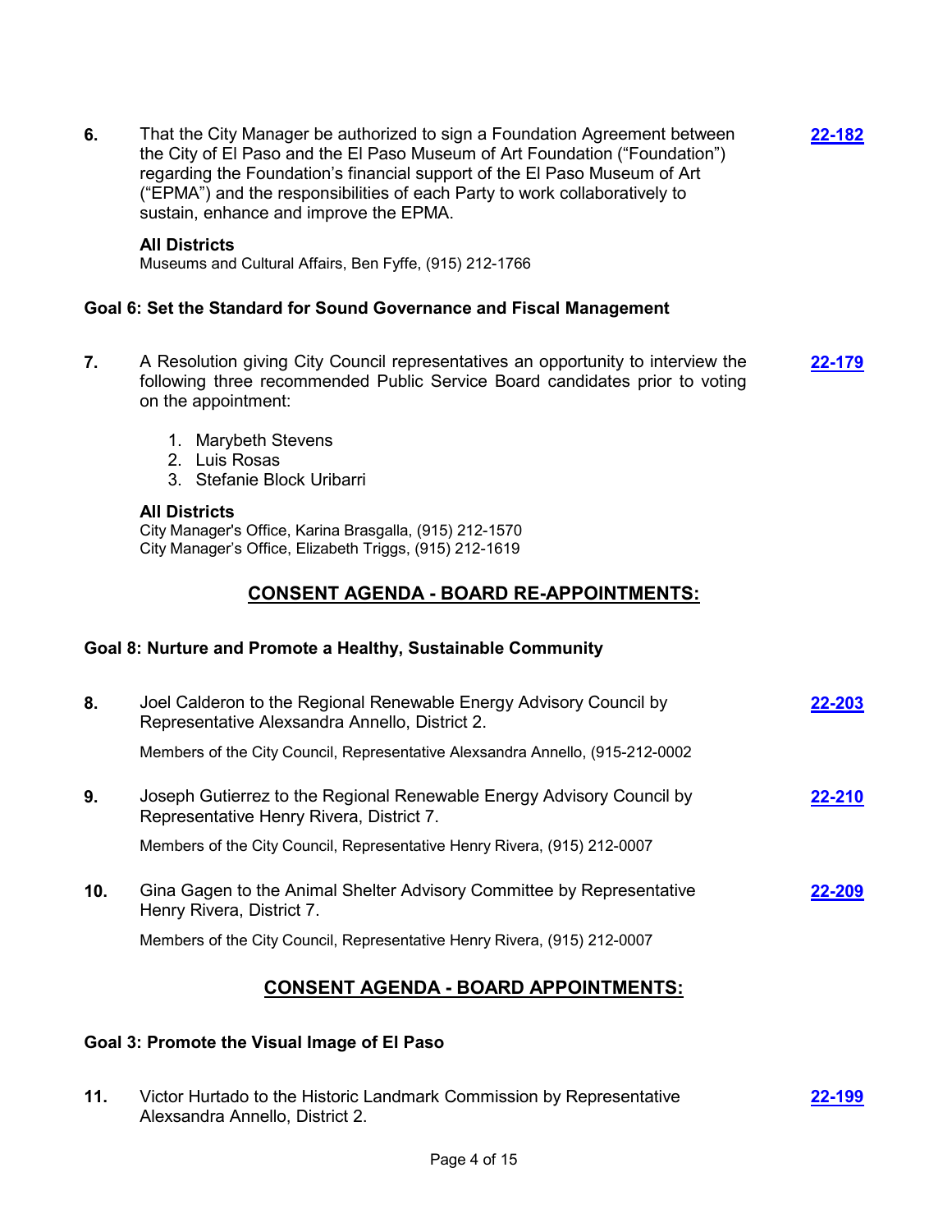**6.** That the City Manager be authorized to sign a Foundation Agreement between the City of El Paso and the El Paso Museum of Art Foundation ("Foundation") regarding the Foundation's financial support of the El Paso Museum of Art ("EPMA") and the responsibilities of each Party to work collaboratively to sustain, enhance and improve the EPMA. **22-182**

**All Districts**
Museums and Cultural Affairs, Ben Fyffe, (915) 212-1766

### Goal 6: Set the Standard for Sound Governance and Fiscal Management

**7.** A Resolution giving City Council representatives an opportunity to interview the following three recommended Public Service Board candidates prior to voting on the appointment: **22-179**

1. Marybeth Stevens
2. Luis Rosas
3. Stefanie Block Uribarri

**All Districts**
City Manager's Office, Karina Brasgalla, (915) 212-1570
City Manager's Office, Elizabeth Triggs, (915) 212-1619

## CONSENT AGENDA - BOARD RE-APPOINTMENTS:

### Goal 8: Nurture and Promote a Healthy, Sustainable Community

**8.** Joel Calderon to the Regional Renewable Energy Advisory Council by Representative Alexsandra Annello, District 2. **22-203**

Members of the City Council, Representative Alexsandra Annello, (915-212-0002

**9.** Joseph Gutierrez to the Regional Renewable Energy Advisory Council by Representative Henry Rivera, District 7. **22-210**

Members of the City Council, Representative Henry Rivera, (915) 212-0007

**10.** Gina Gagen to the Animal Shelter Advisory Committee by Representative Henry Rivera, District 7. **22-209**

Members of the City Council, Representative Henry Rivera, (915) 212-0007

## CONSENT AGENDA - BOARD APPOINTMENTS:

### Goal 3: Promote the Visual Image of El Paso

**11.** Victor Hurtado to the Historic Landmark Commission by Representative Alexsandra Annello, District 2. **22-199**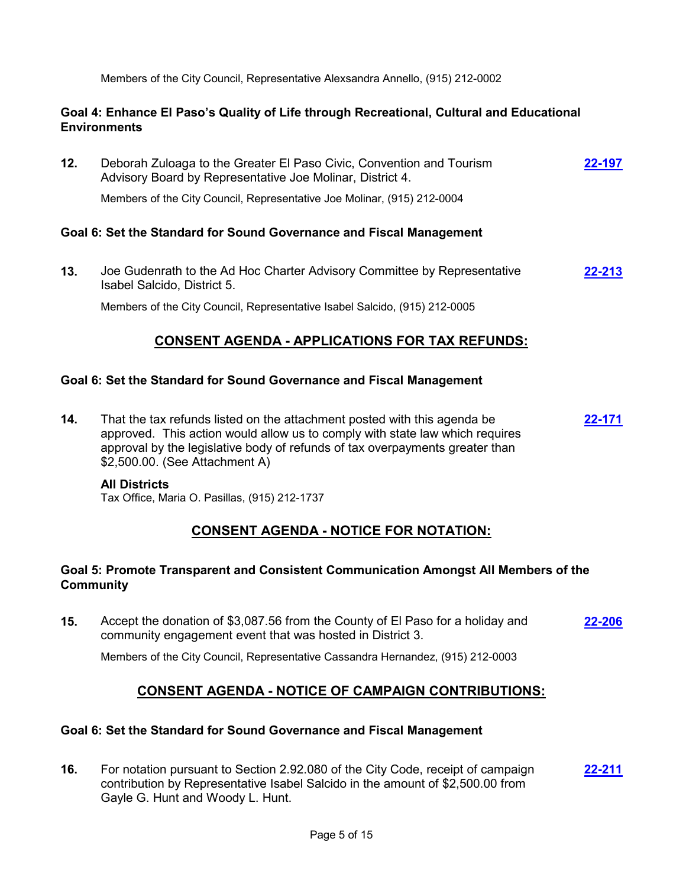Members of the City Council, Representative Alexsandra Annello, (915) 212-0002

**Goal 4: Enhance El Paso's Quality of Life through Recreational, Cultural and Educational Environments**

**12.** Deborah Zuloaga to the Greater El Paso Civic, Convention and Tourism Advisory Board by Representative Joe Molinar, District 4. **22-197**

Members of the City Council, Representative Joe Molinar, (915) 212-0004

**Goal 6: Set the Standard for Sound Governance and Fiscal Management**

**13.** Joe Gudenrath to the Ad Hoc Charter Advisory Committee by Representative Isabel Salcido, District 5. **22-213**

Members of the City Council, Representative Isabel Salcido, (915) 212-0005

## CONSENT AGENDA - APPLICATIONS FOR TAX REFUNDS:

**Goal 6: Set the Standard for Sound Governance and Fiscal Management**

**14.** That the tax refunds listed on the attachment posted with this agenda be approved. This action would allow us to comply with state law which requires approval by the legislative body of refunds of tax overpayments greater than $2,500.00. (See Attachment A) **22-171**

**All Districts**
Tax Office, Maria O. Pasillas, (915) 212-1737

## CONSENT AGENDA - NOTICE FOR NOTATION:

**Goal 5: Promote Transparent and Consistent Communication Amongst All Members of the Community**

**15.** Accept the donation of $3,087.56 from the County of El Paso for a holiday and community engagement event that was hosted in District 3. **22-206**

Members of the City Council, Representative Cassandra Hernandez, (915) 212-0003

## CONSENT AGENDA - NOTICE OF CAMPAIGN CONTRIBUTIONS:

**Goal 6: Set the Standard for Sound Governance and Fiscal Management**

**16.** For notation pursuant to Section 2.92.080 of the City Code, receipt of campaign contribution by Representative Isabel Salcido in the amount of $2,500.00 from Gayle G. Hunt and Woody L. Hunt. **22-211**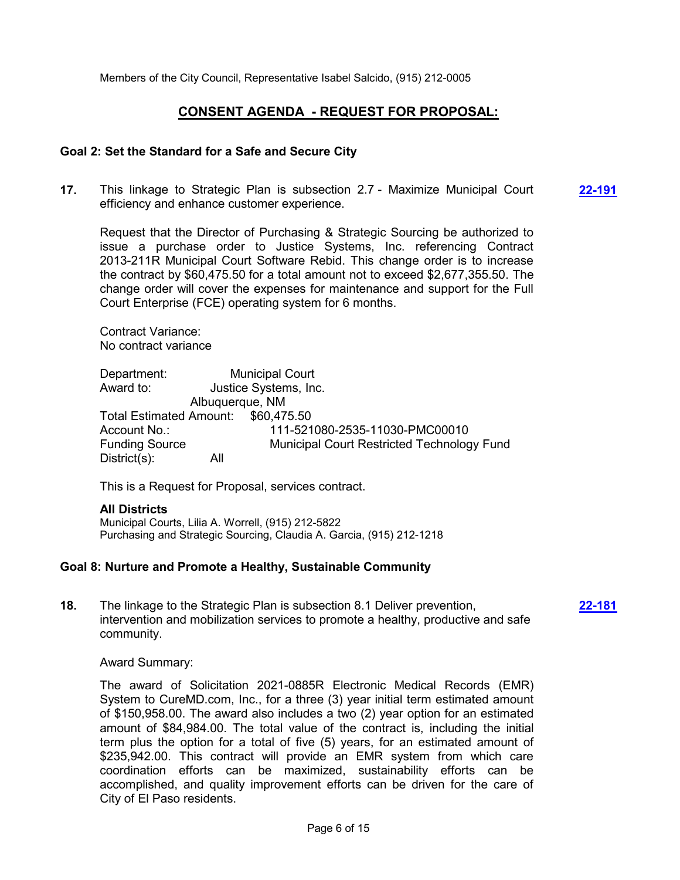Members of the City Council, Representative Isabel Salcido, (915) 212-0005

## CONSENT AGENDA - REQUEST FOR PROPOSAL:

### Goal 2: Set the Standard for a Safe and Secure City

**17.** This linkage to Strategic Plan is subsection 2.7 - Maximize Municipal Court efficiency and enhance customer experience. **22-191**

Request that the Director of Purchasing & Strategic Sourcing be authorized to issue a purchase order to Justice Systems, Inc. referencing Contract 2013-211R Municipal Court Software Rebid. This change order is to increase the contract by $60,475.50 for a total amount not to exceed $2,677,355.50. The change order will cover the expenses for maintenance and support for the Full Court Enterprise (FCE) operating system for 6 months.

Contract Variance:
No contract variance

Department: Municipal Court
Award to: Justice Systems, Inc.
Albuquerque, NM
Total Estimated Amount: $60,475.50
Account No.: 111-521080-2535-11030-PMC00010
Funding Source Municipal Court Restricted Technology Fund
District(s): All

This is a Request for Proposal, services contract.

**All Districts**
Municipal Courts, Lilia A. Worrell, (915) 212-5822
Purchasing and Strategic Sourcing, Claudia A. Garcia, (915) 212-1218

### Goal 8: Nurture and Promote a Healthy, Sustainable Community

**18.** The linkage to the Strategic Plan is subsection 8.1 Deliver prevention, intervention and mobilization services to promote a healthy, productive and safe community. **22-181**

Award Summary:

The award of Solicitation 2021-0885R Electronic Medical Records (EMR) System to CureMD.com, Inc., for a three (3) year initial term estimated amount of $150,958.00. The award also includes a two (2) year option for an estimated amount of $84,984.00. The total value of the contract is, including the initial term plus the option for a total of five (5) years, for an estimated amount of $235,942.00. This contract will provide an EMR system from which care coordination efforts can be maximized, sustainability efforts can be accomplished, and quality improvement efforts can be driven for the care of City of El Paso residents.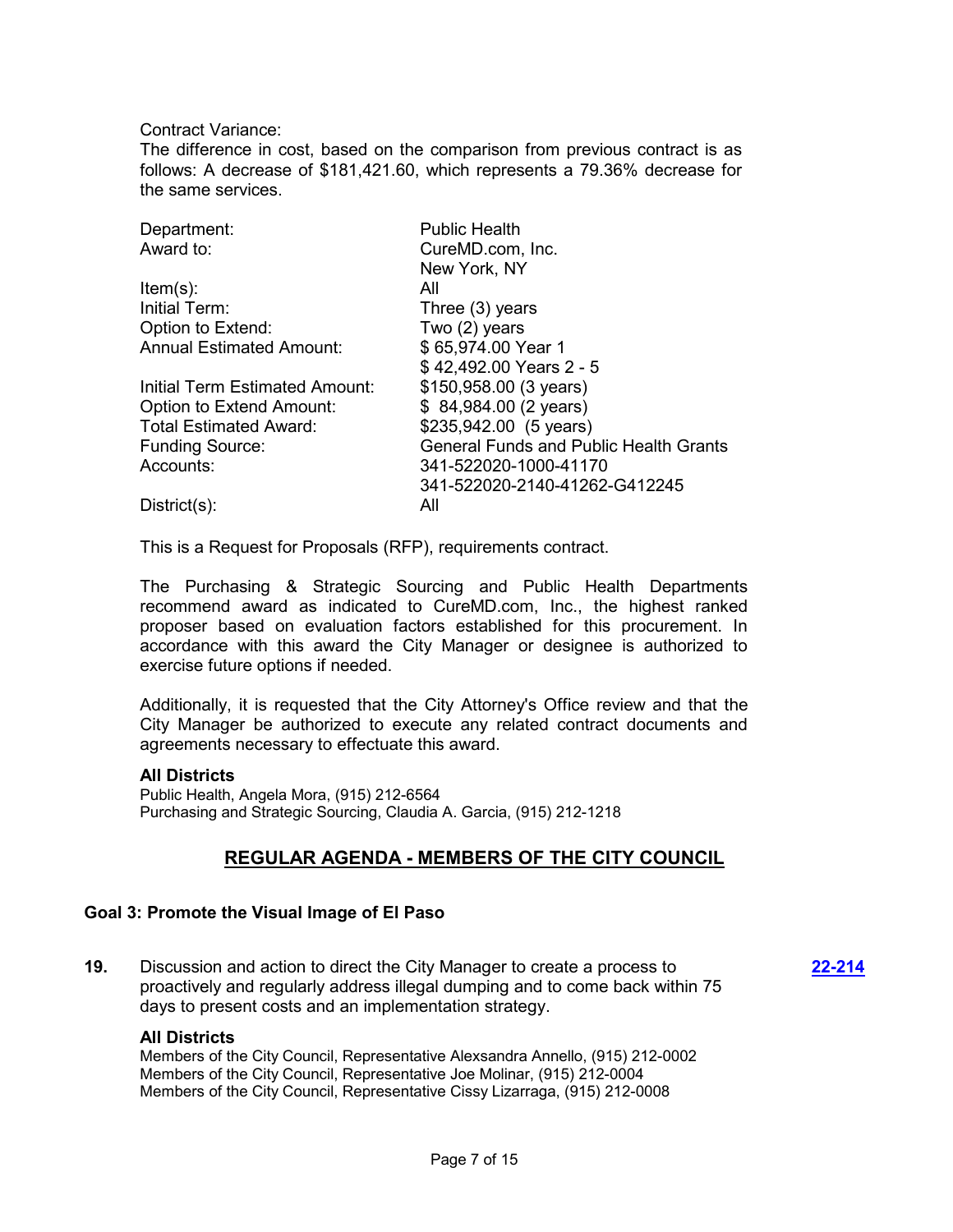Contract Variance:
The difference in cost, based on the comparison from previous contract is as follows: A decrease of $181,421.60, which represents a 79.36% decrease for the same services.

| | |
|---|---|
| Department: | Public Health |
| Award to: | CureMD.com, Inc.<br>New York, NY |
| Item(s): | All |
| Initial Term: | Three (3) years |
| Option to Extend: | Two (2) years |
| Annual Estimated Amount: | $ 65,974.00 Year 1<br>$ 42,492.00 Years 2 - 5 |
| Initial Term Estimated Amount: | $150,958.00 (3 years) |
| Option to Extend Amount: | $ 84,984.00 (2 years) |
| Total Estimated Award: | $235,942.00 (5 years) |
| Funding Source: | General Funds and Public Health Grants |
| Accounts: | 341-522020-1000-41170<br>341-522020-2140-41262-G412245 |
| District(s): | All |

This is a Request for Proposals (RFP), requirements contract.

The Purchasing & Strategic Sourcing and Public Health Departments recommend award as indicated to CureMD.com, Inc., the highest ranked proposer based on evaluation factors established for this procurement. In accordance with this award the City Manager or designee is authorized to exercise future options if needed.

Additionally, it is requested that the City Attorney's Office review and that the City Manager be authorized to execute any related contract documents and agreements necessary to effectuate this award.

**All Districts**
Public Health, Angela Mora, (915) 212-6564
Purchasing and Strategic Sourcing, Claudia A. Garcia, (915) 212-1218

## REGULAR AGENDA - MEMBERS OF THE CITY COUNCIL

### Goal 3: Promote the Visual Image of El Paso

**19.** Discussion and action to direct the City Manager to create a process to proactively and regularly address illegal dumping and to come back within 75 days to present costs and an implementation strategy. **22-214**

**All Districts**
Members of the City Council, Representative Alexsandra Annello, (915) 212-0002
Members of the City Council, Representative Joe Molinar, (915) 212-0004
Members of the City Council, Representative Cissy Lizarraga, (915) 212-0008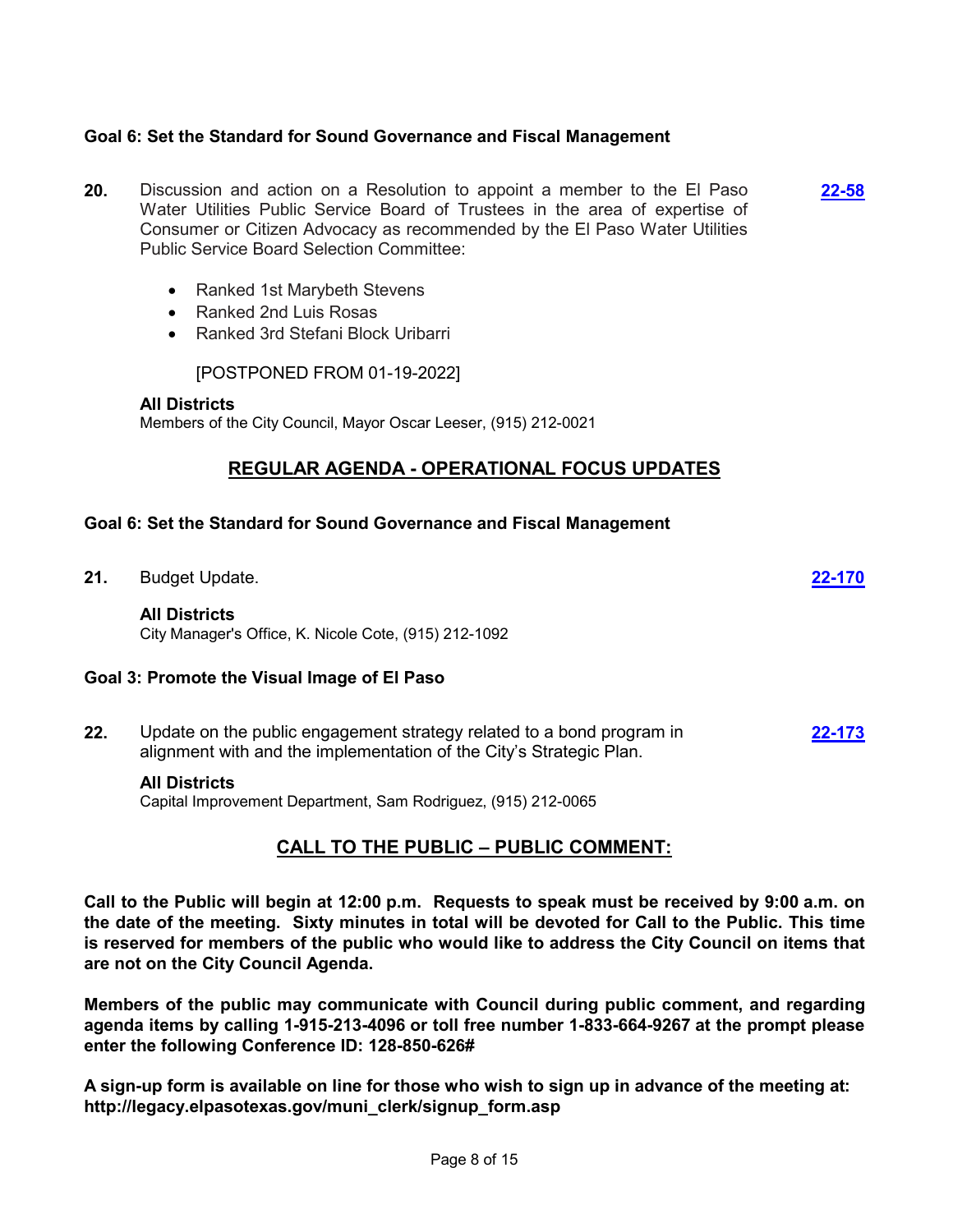**Goal 6: Set the Standard for Sound Governance and Fiscal Management**

**20.** Discussion and action on a Resolution to appoint a member to the El Paso Water Utilities Public Service Board of Trustees in the area of expertise of Consumer or Citizen Advocacy as recommended by the El Paso Water Utilities Public Service Board Selection Committee: **22-58**

- Ranked 1st Marybeth Stevens
- Ranked 2nd Luis Rosas
- Ranked 3rd Stefani Block Uribarri

[POSTPONED FROM 01-19-2022]

**All Districts**
Members of the City Council, Mayor Oscar Leeser, (915) 212-0021

## REGULAR AGENDA - OPERATIONAL FOCUS UPDATES

**Goal 6: Set the Standard for Sound Governance and Fiscal Management**

**21.** Budget Update. **22-170**

**All Districts**
City Manager's Office, K. Nicole Cote, (915) 212-1092

**Goal 3: Promote the Visual Image of El Paso**

**22.** Update on the public engagement strategy related to a bond program in alignment with and the implementation of the City's Strategic Plan. **22-173**

**All Districts**
Capital Improvement Department, Sam Rodriguez, (915) 212-0065

## CALL TO THE PUBLIC – PUBLIC COMMENT:

**Call to the Public will begin at 12:00 p.m. Requests to speak must be received by 9:00 a.m. on the date of the meeting. Sixty minutes in total will be devoted for Call to the Public. This time is reserved for members of the public who would like to address the City Council on items that are not on the City Council Agenda.**

**Members of the public may communicate with Council during public comment, and regarding agenda items by calling 1-915-213-4096 or toll free number 1-833-664-9267 at the prompt please enter the following Conference ID: 128-850-626#**

**A sign-up form is available on line for those who wish to sign up in advance of the meeting at: http://legacy.elpasotexas.gov/muni_clerk/signup_form.asp**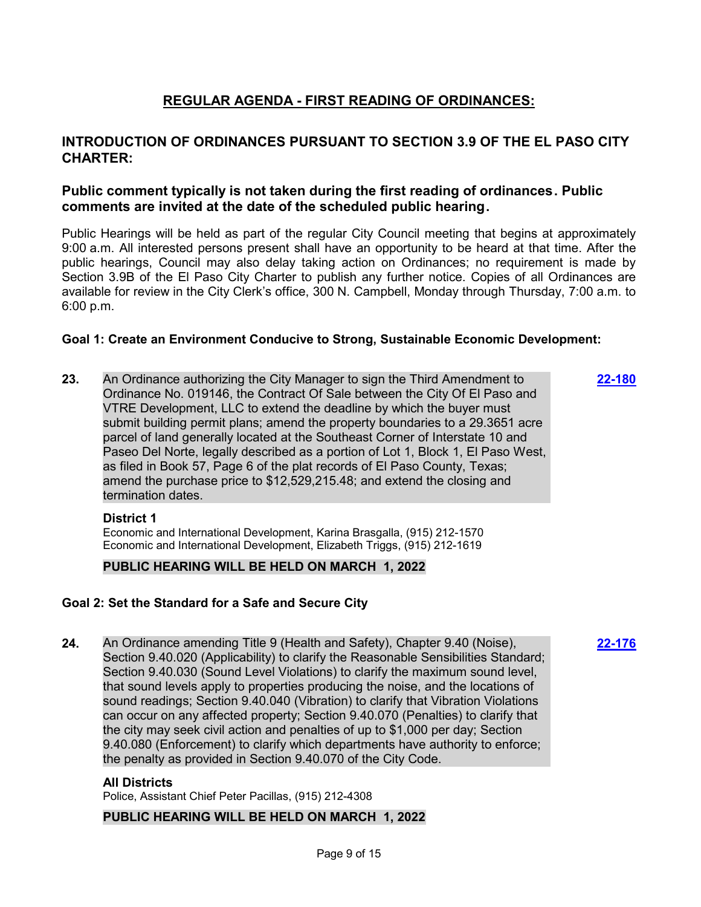# REGULAR AGENDA - FIRST READING OF ORDINANCES:

## INTRODUCTION OF ORDINANCES PURSUANT TO SECTION 3.9 OF THE EL PASO CITY CHARTER:

### Public comment typically is not taken during the first reading of ordinances. Public comments are invited at the date of the scheduled public hearing.

Public Hearings will be held as part of the regular City Council meeting that begins at approximately 9:00 a.m. All interested persons present shall have an opportunity to be heard at that time. After the public hearings, Council may also delay taking action on Ordinances; no requirement is made by Section 3.9B of the El Paso City Charter to publish any further notice. Copies of all Ordinances are available for review in the City Clerk's office, 300 N. Campbell, Monday through Thursday, 7:00 a.m. to 6:00 p.m.

**Goal 1: Create an Environment Conducive to Strong, Sustainable Economic Development:**

**23.** An Ordinance authorizing the City Manager to sign the Third Amendment to Ordinance No. 019146, the Contract Of Sale between the City Of El Paso and VTRE Development, LLC to extend the deadline by which the buyer must submit building permit plans; amend the property boundaries to a 29.3651 acre parcel of land generally located at the Southeast Corner of Interstate 10 and Paseo Del Norte, legally described as a portion of Lot 1, Block 1, El Paso West, as filed in Book 57, Page 6 of the plat records of El Paso County, Texas; amend the purchase price to $12,529,215.48; and extend the closing and termination dates. **22-180**

**District 1**
Economic and International Development, Karina Brasgalla, (915) 212-1570
Economic and International Development, Elizabeth Triggs, (915) 212-1619

**PUBLIC HEARING WILL BE HELD ON MARCH 1, 2022**

**Goal 2: Set the Standard for a Safe and Secure City**

**24.** An Ordinance amending Title 9 (Health and Safety), Chapter 9.40 (Noise), Section 9.40.020 (Applicability) to clarify the Reasonable Sensibilities Standard; Section 9.40.030 (Sound Level Violations) to clarify the maximum sound level, that sound levels apply to properties producing the noise, and the locations of sound readings; Section 9.40.040 (Vibration) to clarify that Vibration Violations can occur on any affected property; Section 9.40.070 (Penalties) to clarify that the city may seek civil action and penalties of up to $1,000 per day; Section 9.40.080 (Enforcement) to clarify which departments have authority to enforce; the penalty as provided in Section 9.40.070 of the City Code. **22-176**

**All Districts**
Police, Assistant Chief Peter Pacillas, (915) 212-4308

**PUBLIC HEARING WILL BE HELD ON MARCH 1, 2022**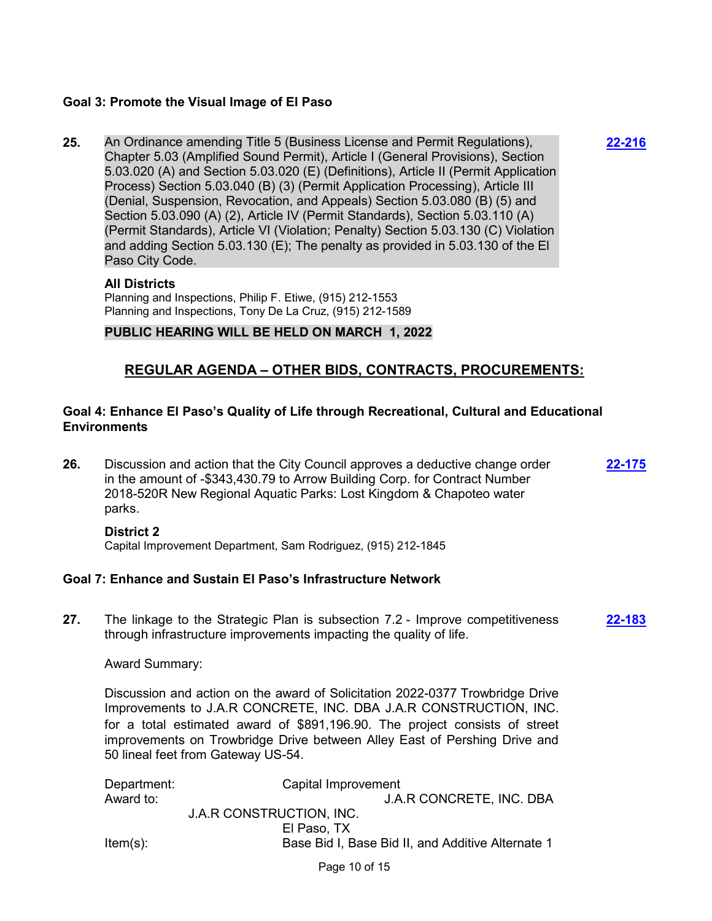**Goal 3: Promote the Visual Image of El Paso**

**25.** An Ordinance amending Title 5 (Business License and Permit Regulations), Chapter 5.03 (Amplified Sound Permit), Article I (General Provisions), Section 5.03.020 (A) and Section 5.03.020 (E) (Definitions), Article II (Permit Application Process) Section 5.03.040 (B) (3) (Permit Application Processing), Article III (Denial, Suspension, Revocation, and Appeals) Section 5.03.080 (B) (5) and Section 5.03.090 (A) (2), Article IV (Permit Standards), Section 5.03.110 (A) (Permit Standards), Article VI (Violation; Penalty) Section 5.03.130 (C) Violation and adding Section 5.03.130 (E); The penalty as provided in 5.03.130 of the El Paso City Code. **22-216**

**All Districts**
Planning and Inspections, Philip F. Etiwe, (915) 212-1553
Planning and Inspections, Tony De La Cruz, (915) 212-1589

**PUBLIC HEARING WILL BE HELD ON MARCH 1, 2022**

## REGULAR AGENDA – OTHER BIDS, CONTRACTS, PROCUREMENTS:

**Goal 4: Enhance El Paso's Quality of Life through Recreational, Cultural and Educational Environments**

**26.** Discussion and action that the City Council approves a deductive change order in the amount of -$343,430.79 to Arrow Building Corp. for Contract Number 2018-520R New Regional Aquatic Parks: Lost Kingdom & Chapoteo water parks. **22-175**

**District 2**
Capital Improvement Department, Sam Rodriguez, (915) 212-1845

**Goal 7: Enhance and Sustain El Paso's Infrastructure Network**

**27.** The linkage to the Strategic Plan is subsection 7.2 - Improve competitiveness through infrastructure improvements impacting the quality of life. **22-183**

Award Summary:

Discussion and action on the award of Solicitation 2022-0377 Trowbridge Drive Improvements to J.A.R CONCRETE, INC. DBA J.A.R CONSTRUCTION, INC. for a total estimated award of $891,196.90. The project consists of street improvements on Trowbridge Drive between Alley East of Pershing Drive and 50 lineal feet from Gateway US-54.

Department: Capital Improvement
Award to: J.A.R CONCRETE, INC. DBA J.A.R CONSTRUCTION, INC.
El Paso, TX
Item(s): Base Bid I, Base Bid II, and Additive Alternate 1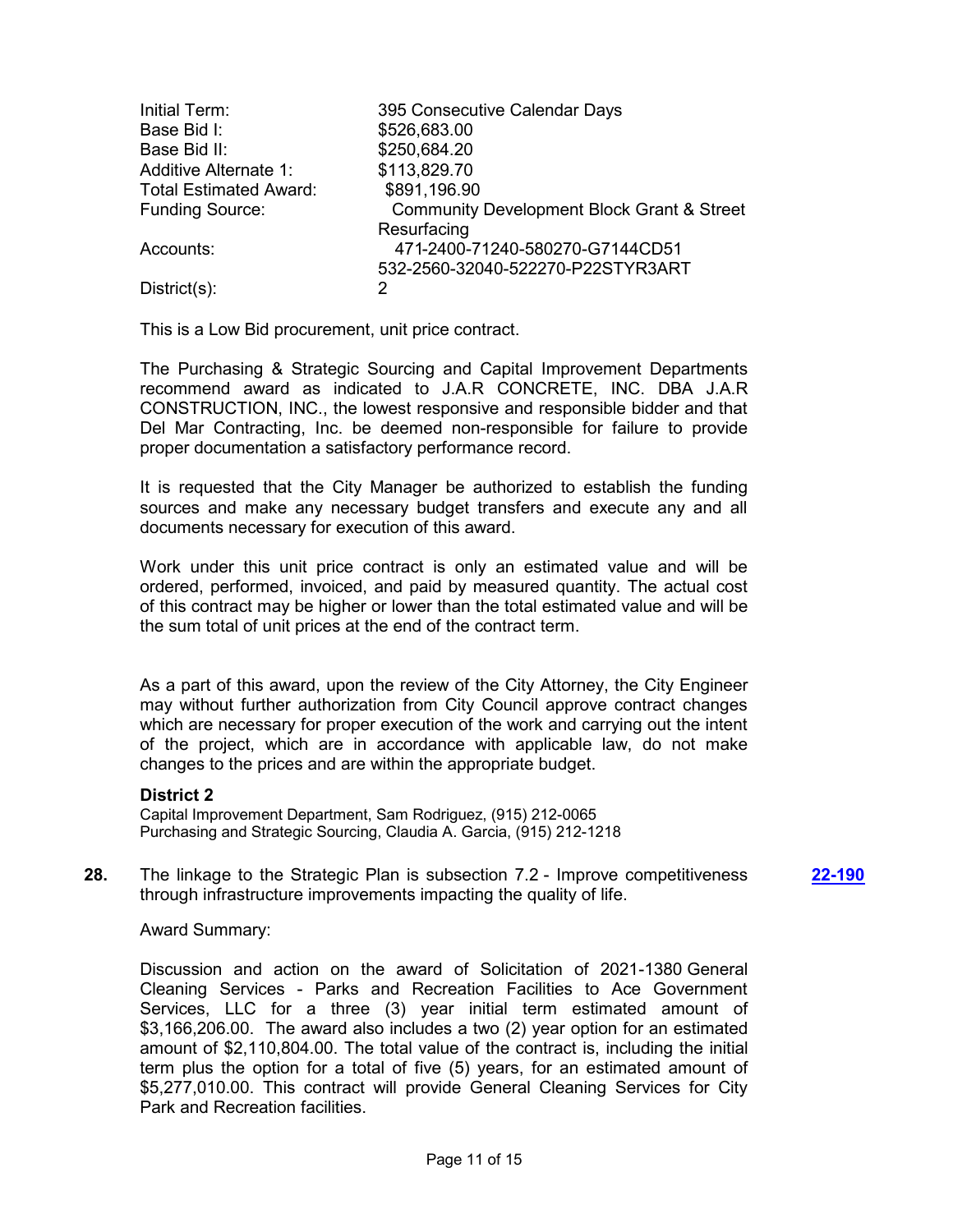| | |
|---|---|
| Initial Term: | 395 Consecutive Calendar Days |
| Base Bid I: | $526,683.00 |
| Base Bid II: | $250,684.20 |
| Additive Alternate 1: | $113,829.70 |
| Total Estimated Award: | $891,196.90 |
| Funding Source: | Community Development Block Grant & Street Resurfacing |
| Accounts: | 471-2400-71240-580270-G7144CD51 532-2560-32040-522270-P22STYR3ART |
| District(s): | 2 |

This is a Low Bid procurement, unit price contract.

The Purchasing & Strategic Sourcing and Capital Improvement Departments recommend award as indicated to J.A.R CONCRETE, INC. DBA J.A.R CONSTRUCTION, INC., the lowest responsive and responsible bidder and that Del Mar Contracting, Inc. be deemed non-responsible for failure to provide proper documentation a satisfactory performance record.

It is requested that the City Manager be authorized to establish the funding sources and make any necessary budget transfers and execute any and all documents necessary for execution of this award.

Work under this unit price contract is only an estimated value and will be ordered, performed, invoiced, and paid by measured quantity. The actual cost of this contract may be higher or lower than the total estimated value and will be the sum total of unit prices at the end of the contract term.

As a part of this award, upon the review of the City Attorney, the City Engineer may without further authorization from City Council approve contract changes which are necessary for proper execution of the work and carrying out the intent of the project, which are in accordance with applicable law, do not make changes to the prices and are within the appropriate budget.

**District 2**

Capital Improvement Department, Sam Rodriguez, (915) 212-0065
Purchasing and Strategic Sourcing, Claudia A. Garcia, (915) 212-1218

**28.** The linkage to the Strategic Plan is subsection 7.2 - Improve competitiveness through infrastructure improvements impacting the quality of life. **22-190**

Award Summary:

Discussion and action on the award of Solicitation of 2021-1380 General Cleaning Services - Parks and Recreation Facilities to Ace Government Services, LLC for a three (3) year initial term estimated amount of $3,166,206.00. The award also includes a two (2) year option for an estimated amount of $2,110,804.00. The total value of the contract is, including the initial term plus the option for a total of five (5) years, for an estimated amount of $5,277,010.00. This contract will provide General Cleaning Services for City Park and Recreation facilities.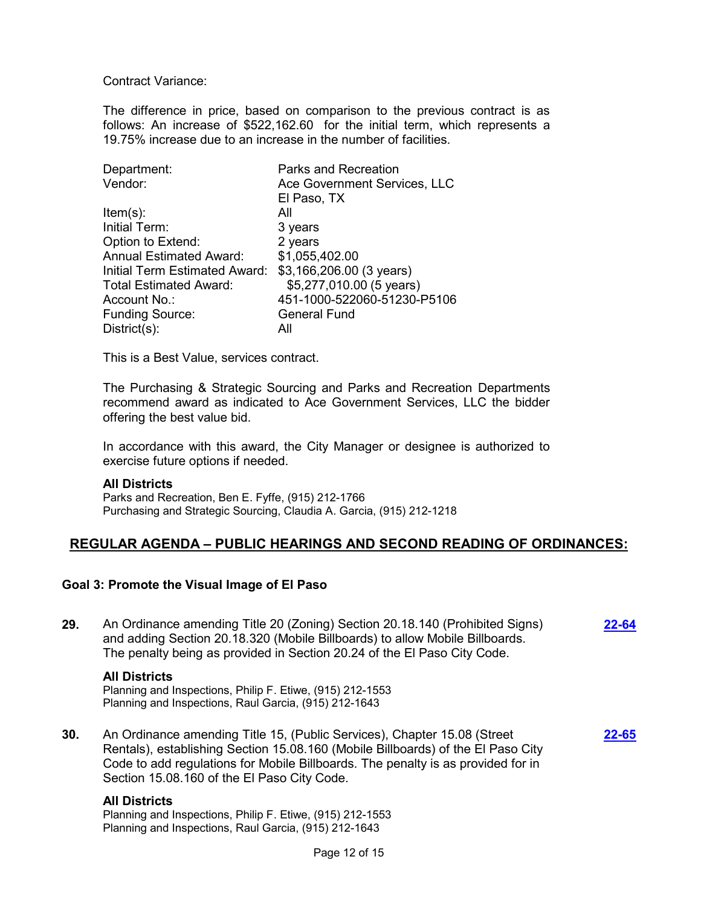Contract Variance:

The difference in price, based on comparison to the previous contract is as follows: An increase of $522,162.60 for the initial term, which represents a 19.75% increase due to an increase in the number of facilities.

| | |
|---|---|
| Department: | Parks and Recreation |
| Vendor: | Ace Government Services, LLC El Paso, TX |
| Item(s): | All |
| Initial Term: | 3 years |
| Option to Extend: | 2 years |
| Annual Estimated Award: | $1,055,402.00 |
| Initial Term Estimated Award: | $3,166,206.00 (3 years) |
| Total Estimated Award: | $5,277,010.00 (5 years) |
| Account No.: | 451-1000-522060-51230-P5106 |
| Funding Source: | General Fund |
| District(s): | All |

This is a Best Value, services contract.

The Purchasing & Strategic Sourcing and Parks and Recreation Departments recommend award as indicated to Ace Government Services, LLC the bidder offering the best value bid.

In accordance with this award, the City Manager or designee is authorized to exercise future options if needed.

**All Districts**
Parks and Recreation, Ben E. Fyffe, (915) 212-1766
Purchasing and Strategic Sourcing, Claudia A. Garcia, (915) 212-1218

## REGULAR AGENDA – PUBLIC HEARINGS AND SECOND READING OF ORDINANCES:

### Goal 3: Promote the Visual Image of El Paso

**29.** An Ordinance amending Title 20 (Zoning) Section 20.18.140 (Prohibited Signs) and adding Section 20.18.320 (Mobile Billboards) to allow Mobile Billboards. The penalty being as provided in Section 20.24 of the El Paso City Code. **22-64**

**All Districts**
Planning and Inspections, Philip F. Etiwe, (915) 212-1553
Planning and Inspections, Raul Garcia, (915) 212-1643

**30.** An Ordinance amending Title 15, (Public Services), Chapter 15.08 (Street Rentals), establishing Section 15.08.160 (Mobile Billboards) of the El Paso City Code to add regulations for Mobile Billboards. The penalty is as provided for in Section 15.08.160 of the El Paso City Code. **22-65**

**All Districts**
Planning and Inspections, Philip F. Etiwe, (915) 212-1553
Planning and Inspections, Raul Garcia, (915) 212-1643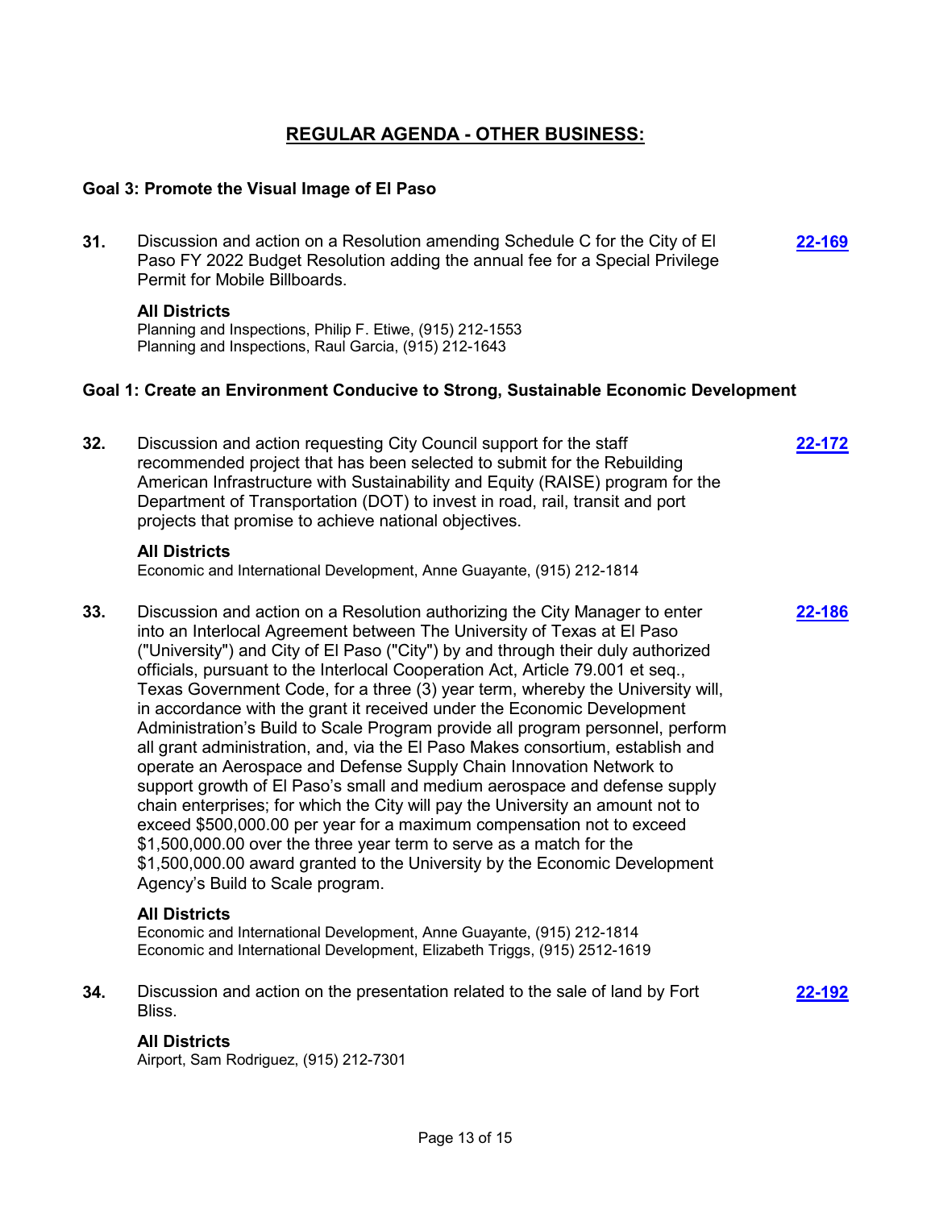## REGULAR AGENDA - OTHER BUSINESS:

### Goal 3: Promote the Visual Image of El Paso

**31.** Discussion and action on a Resolution amending Schedule C for the City of El Paso FY 2022 Budget Resolution adding the annual fee for a Special Privilege Permit for Mobile Billboards. **22-169**

**All Districts**
Planning and Inspections, Philip F. Etiwe, (915) 212-1553
Planning and Inspections, Raul Garcia, (915) 212-1643

### Goal 1: Create an Environment Conducive to Strong, Sustainable Economic Development

**32.** Discussion and action requesting City Council support for the staff recommended project that has been selected to submit for the Rebuilding American Infrastructure with Sustainability and Equity (RAISE) program for the Department of Transportation (DOT) to invest in road, rail, transit and port projects that promise to achieve national objectives. **22-172**

**All Districts**
Economic and International Development, Anne Guayante, (915) 212-1814

**33.** Discussion and action on a Resolution authorizing the City Manager to enter into an Interlocal Agreement between The University of Texas at El Paso ("University") and City of El Paso ("City") by and through their duly authorized officials, pursuant to the Interlocal Cooperation Act, Article 79.001 et seq., Texas Government Code, for a three (3) year term, whereby the University will, in accordance with the grant it received under the Economic Development Administration's Build to Scale Program provide all program personnel, perform all grant administration, and, via the El Paso Makes consortium, establish and operate an Aerospace and Defense Supply Chain Innovation Network to support growth of El Paso's small and medium aerospace and defense supply chain enterprises; for which the City will pay the University an amount not to exceed $500,000.00 per year for a maximum compensation not to exceed $1,500,000.00 over the three year term to serve as a match for the $1,500,000.00 award granted to the University by the Economic Development Agency's Build to Scale program. **22-186**

**All Districts**
Economic and International Development, Anne Guayante, (915) 212-1814
Economic and International Development, Elizabeth Triggs, (915) 2512-1619

**34.** Discussion and action on the presentation related to the sale of land by Fort Bliss. **22-192**

**All Districts**
Airport, Sam Rodriguez, (915) 212-7301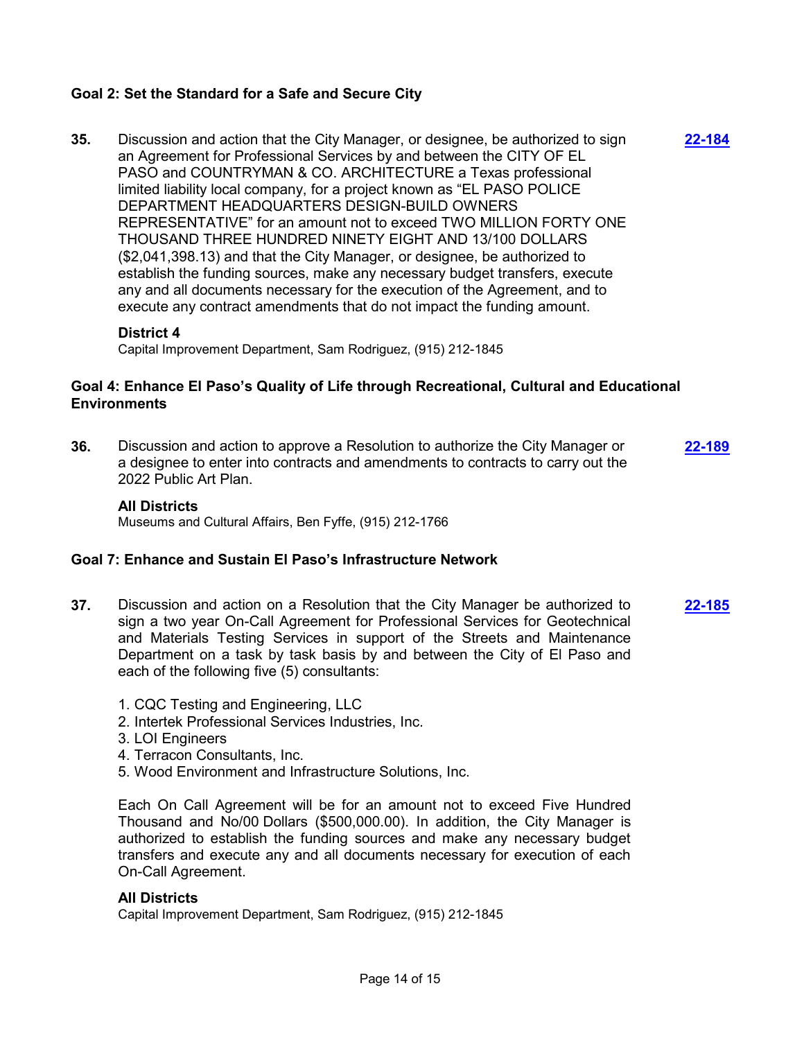### Goal 2: Set the Standard for a Safe and Secure City

**35.** Discussion and action that the City Manager, or designee, be authorized to sign an Agreement for Professional Services by and between the CITY OF EL PASO and COUNTRYMAN & CO. ARCHITECTURE a Texas professional limited liability local company, for a project known as "EL PASO POLICE DEPARTMENT HEADQUARTERS DESIGN-BUILD OWNERS REPRESENTATIVE" for an amount not to exceed TWO MILLION FORTY ONE THOUSAND THREE HUNDRED NINETY EIGHT AND 13/100 DOLLARS ($2,041,398.13) and that the City Manager, or designee, be authorized to establish the funding sources, make any necessary budget transfers, execute any and all documents necessary for the execution of the Agreement, and to execute any contract amendments that do not impact the funding amount. **22-184**

**District 4**
Capital Improvement Department, Sam Rodriguez, (915) 212-1845

### Goal 4: Enhance El Paso's Quality of Life through Recreational, Cultural and Educational Environments

**36.** Discussion and action to approve a Resolution to authorize the City Manager or a designee to enter into contracts and amendments to contracts to carry out the 2022 Public Art Plan. **22-189**

**All Districts**
Museums and Cultural Affairs, Ben Fyffe, (915) 212-1766

### Goal 7: Enhance and Sustain El Paso's Infrastructure Network

**37.** Discussion and action on a Resolution that the City Manager be authorized to sign a two year On-Call Agreement for Professional Services for Geotechnical and Materials Testing Services in support of the Streets and Maintenance Department on a task by task basis by and between the City of El Paso and each of the following five (5) consultants: **22-185**

1. CQC Testing and Engineering, LLC
2. Intertek Professional Services Industries, Inc.
3. LOI Engineers
4. Terracon Consultants, Inc.
5. Wood Environment and Infrastructure Solutions, Inc.

Each On Call Agreement will be for an amount not to exceed Five Hundred Thousand and No/00 Dollars ($500,000.00). In addition, the City Manager is authorized to establish the funding sources and make any necessary budget transfers and execute any and all documents necessary for execution of each On-Call Agreement.

**All Districts**
Capital Improvement Department, Sam Rodriguez, (915) 212-1845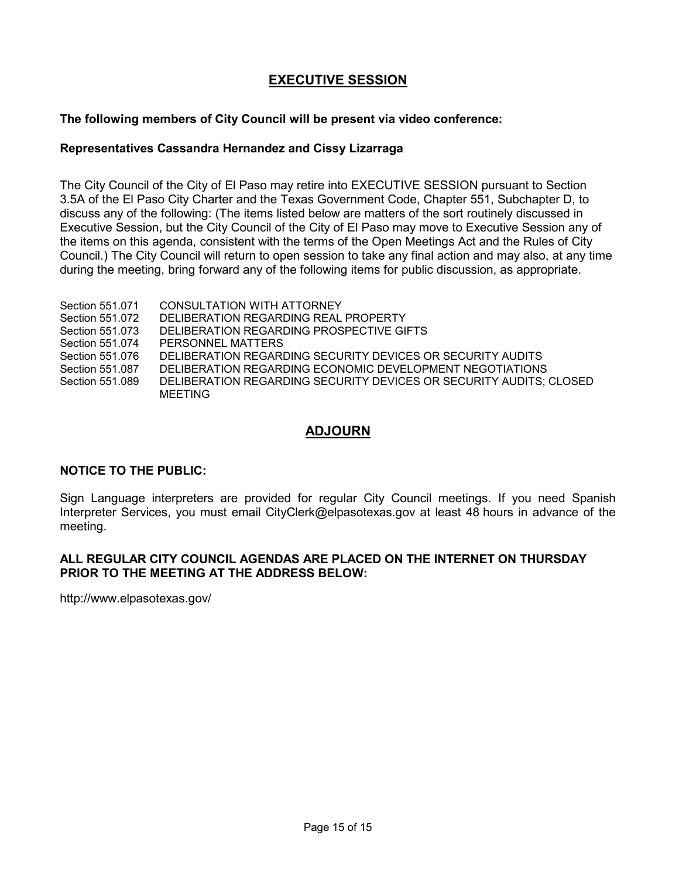## EXECUTIVE SESSION

**The following members of City Council will be present via video conference:**

**Representatives Cassandra Hernandez and Cissy Lizarraga**

The City Council of the City of El Paso may retire into EXECUTIVE SESSION pursuant to Section 3.5A of the El Paso City Charter and the Texas Government Code, Chapter 551, Subchapter D, to discuss any of the following: (The items listed below are matters of the sort routinely discussed in Executive Session, but the City Council of the City of El Paso may move to Executive Session any of the items on this agenda, consistent with the terms of the Open Meetings Act and the Rules of City Council.) The City Council will return to open session to take any final action and may also, at any time during the meeting, bring forward any of the following items for public discussion, as appropriate.

| | |
|---|---|
| Section 551.071 | CONSULTATION WITH ATTORNEY |
| Section 551.072 | DELIBERATION REGARDING REAL PROPERTY |
| Section 551.073 | DELIBERATION REGARDING PROSPECTIVE GIFTS |
| Section 551.074 | PERSONNEL MATTERS |
| Section 551.076 | DELIBERATION REGARDING SECURITY DEVICES OR SECURITY AUDITS |
| Section 551.087 | DELIBERATION REGARDING ECONOMIC DEVELOPMENT NEGOTIATIONS |
| Section 551.089 | DELIBERATION REGARDING SECURITY DEVICES OR SECURITY AUDITS; CLOSED MEETING |

## ADJOURN

**NOTICE TO THE PUBLIC:**

Sign Language interpreters are provided for regular City Council meetings. If you need Spanish Interpreter Services, you must email CityClerk@elpasotexas.gov at least 48 hours in advance of the meeting.

**ALL REGULAR CITY COUNCIL AGENDAS ARE PLACED ON THE INTERNET ON THURSDAY PRIOR TO THE MEETING AT THE ADDRESS BELOW:**

http://www.elpasotexas.gov/